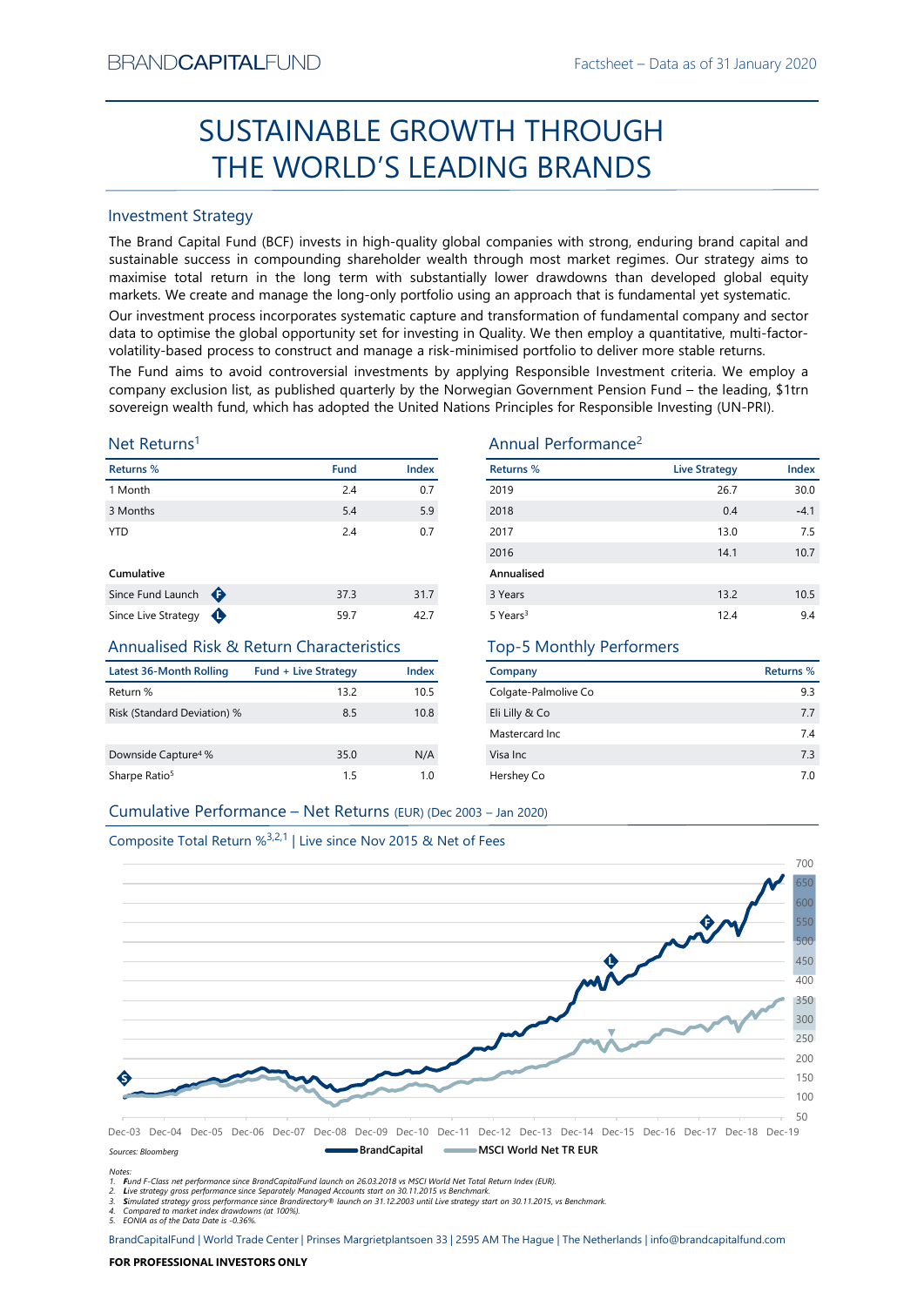BRANDCAPITALFUND

Factsheet – Data as of 31 January 2020

# SUSTAINABLE GROWTH THROUGH THE WORLD'S LEADING BRANDS

## Investment Strategy

The Brand Capital Fund (BCF) invests in high-quality global companies with strong, enduring brand capital and sustainable success in compounding shareholder wealth through most market regimes. Our strategy aims to maximise total return in the long term with substantially lower drawdowns than developed global equity markets. We create and manage the long-only portfolio using an approach that is fundamental yet systematic.

Our investment process incorporates systematic capture and transformation of fundamental company and sector data to optimise the global opportunity set for investing in Quality. We then employ a quantitative, multi-factor-volatility-based process to construct and manage a risk-minimised portfolio to deliver more stable returns.

The Fund aims to avoid controversial investments by applying Responsible Investment criteria. We employ a company exclusion list, as published quarterly by the Norwegian Government Pension Fund – the leading, $1trn sovereign wealth fund, which has adopted the United Nations Principles for Responsible Investing (UN-PRI).

## Net Returns[1]

| Returns % | Fund | Index |
|---|---|---|
| 1 Month | 2.4 | 0.7 |
| 3 Months | 5.4 | 5.9 |
| YTD | 2.4 | 0.7 |
| **Cumulative** | | |
| Since Fund Launch (F) | 37.3 | 31.7 |
| Since Live Strategy (L) | 59.7 | 42.7 |

## Annual Performance[2]

| Returns % | Live Strategy | Index |
|---|---|---|
| 2019 | 26.7 | 30.0 |
| 2018 | 0.4 | -4.1 |
| 2017 | 13.0 | 7.5 |
| 2016 | 14.1 | 10.7 |
| **Annualised** | | |
| 3 Years | 13.2 | 10.5 |
| 5 Years[3] | 12.4 | 9.4 |

## Annualised Risk & Return Characteristics

| Latest 36-Month Rolling | Fund + Live Strategy | Index |
|---|---|---|
| Return % | 13.2 | 10.5 |
| Risk (Standard Deviation) % | 8.5 | 10.8 |
| Downside Capture[4] % | 35.0 | N/A |
| Sharpe Ratio[5] | 1.5 | 1.0 |

## Top-5 Monthly Performers

| Company | Returns % |
|---|---|
| Colgate-Palmolive Co | 9.3 |
| Eli Lilly & Co | 7.7 |
| Mastercard Inc | 7.4 |
| Visa Inc | 7.3 |
| Hershey Co | 7.0 |

## Cumulative Performance – Net Returns (EUR) (Dec 2003 – Jan 2020)

Composite Total Return %[3,2,1] | Live since Nov 2015 & Net of Fees

Sources: Bloomberg — BrandCapital — MSCI World Net TR EUR

Notes:
1. Fund F-Class net performance since BrandCapitalFund launch on 26.03.2018 vs MSCI World Net Total Return Index (EUR).
2. Live strategy gross performance since Separately Managed Accounts start on 30.11.2015 vs Benchmark.
3. Simulated strategy gross performance since Brandirectory® launch on 31.12.2003 until Live strategy start on 30.11.2015, vs Benchmark.
4. Compared to market index drawdowns (at 100%).
5. EONIA as of the Data Date is -0.36%.

BrandCapitalFund | World Trade Center | Prinses Margrietplantsoen 33 | 2595 AM The Hague | The Netherlands | info@brandcapitalfund.com

**FOR PROFESSIONAL INVESTORS ONLY**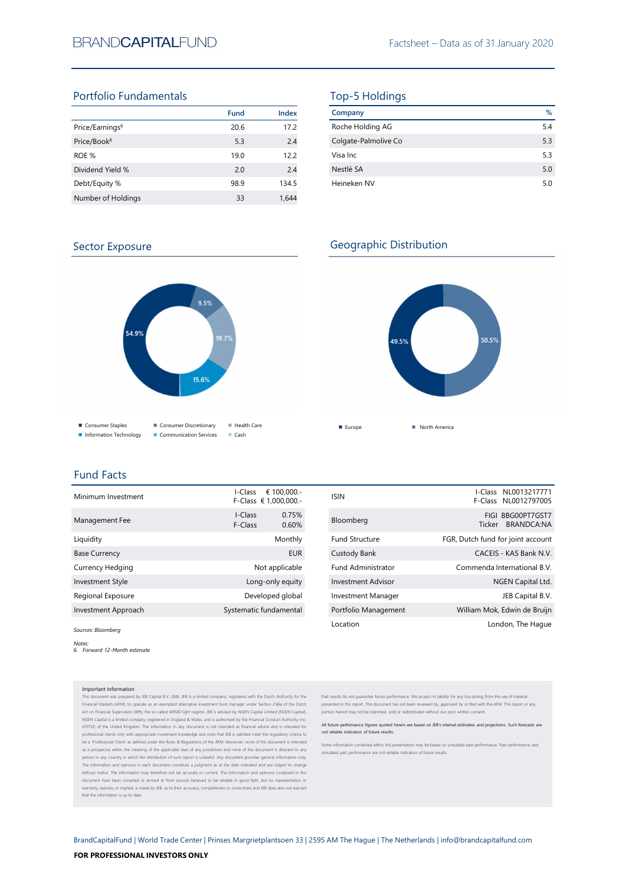## Portfolio Fundamentals

| | Fund | Index |
|---|---|---|
| Price/Earnings[6] | 20.6 | 17.2 |
| Price/Book[6] | 5.3 | 2.4 |
| ROE % | 19.0 | 12.2 |
| Dividend Yield % | 2.0 | 2.4 |
| Debt/Equity % | 98.9 | 134.5 |
| Number of Holdings | 33 | 1,644 |

## Top-5 Holdings

| Company | % |
|---|---|
| Roche Holding AG | 5.4 |
| Colgate-Palmolive Co | 5.3 |
| Visa Inc | 5.3 |
| Nestlé SA | 5.0 |
| Heineken NV | 5.0 |

## Sector Exposure

9.5%
19.7%
15.6%
54.9%

Consumer Staples
Consumer Discretionary
Health Care
Information Technology
Communication Services
Cash

## Geographic Distribution

49.5%
50.5%

Europe
North America

## Fund Facts

| | |
|---|---|
| Minimum Investment | I-Class € 100,000.- <br> F-Class € 1,000,000.- |
| Management Fee | I-Class 0.75% <br> F-Class 0.60% |
| Liquidity | Monthly |
| Base Currency | EUR |
| Currency Hedging | Not applicable |
| Investment Style | Long-only equity |
| Regional Exposure | Developed global |
| Investment Approach | Systematic fundamental |

| | |
|---|---|
| ISIN | I-Class NL0013217771 <br> F-Class NL0012797005 |
| Bloomberg | FIGI BBG00PT7GST7 <br> Ticker BRANDCA:NA |
| Fund Structure | FGR, Dutch fund for joint account |
| Custody Bank | CACEIS - KAS Bank N.V. |
| Fund Administrator | Commenda International B.V. |
| Investment Advisor | NGEN Capital Ltd. |
| Investment Manager | JEB Capital B.V. |
| Portfolio Management | William Mok, Edwin de Bruijn |
| Location | London, The Hague |

*Sources: Bloomberg*

*Notes:*
*6. Forward 12-Month estimate*

Important information

This document was prepared by JEB Capital B.V. (JEB). JEB is a limited company, registered with the Dutch Authority for the Financial Markets (AFM), to operate as an exempted alternative investment fund manager under Section 2:66a of the Dutch Act on Financial Supervision (Wft), the so-called AIFMD light-regime. JEB is advised by NGEN Capital Limited (NGEN Capital). NGEN Capital is a limited company, registered in England & Wales, and is authorised by the Financial Conduct Authority (no. 615732) of the United Kingdom. The information in any document is not intended as financial advice and is intended for professional clients only with appropriate investment knowledge and ones that JEB is satisfied meet the regulatory criteria to be a 'Professional Client' as defined under the Rules & Regulations of the AFM. Moreover, none of the document is intended as a prospectus within the meaning of the applicable laws of any jurisdiction and none of the document is directed to any person in any country in which the distribution of such report is unlawful. Any document provides general information only. The information and opinions in each document constitute a judgment as at the date indicated and are subject to change without notice. The information may therefore not be accurate or current. The information and opinions contained in this document have been compiled or arrived at from sources believed to be reliable in good faith, but no representation or warranty, express, or implied, is made by JEB, as to their accuracy, completeness or correctness and JEB does also not warrant that the information is up to date.

Past results do not guarantee future performance. We accept no liability for any loss arising from the use of material presented in this report. This document has not been reviewed by, approved by or filed with the AFM. This report or any portion hereof may not be reprinted, sold or redistributed without our prior written consent.

All future performance figures quoted herein are based on JEB's internal estimates and projections. Such forecasts are not reliable indicators of future results.

Some information contained within this presentation may be based on simulated past performance. Past performance and simulated past performance are not reliable indicators of future results.

BrandCapitalFund | World Trade Center | Prinses Margrietplantsoen 33 | 2595 AM The Hague | The Netherlands | info@brandcapitalfund.com

**FOR PROFESSIONAL INVESTORS ONLY**